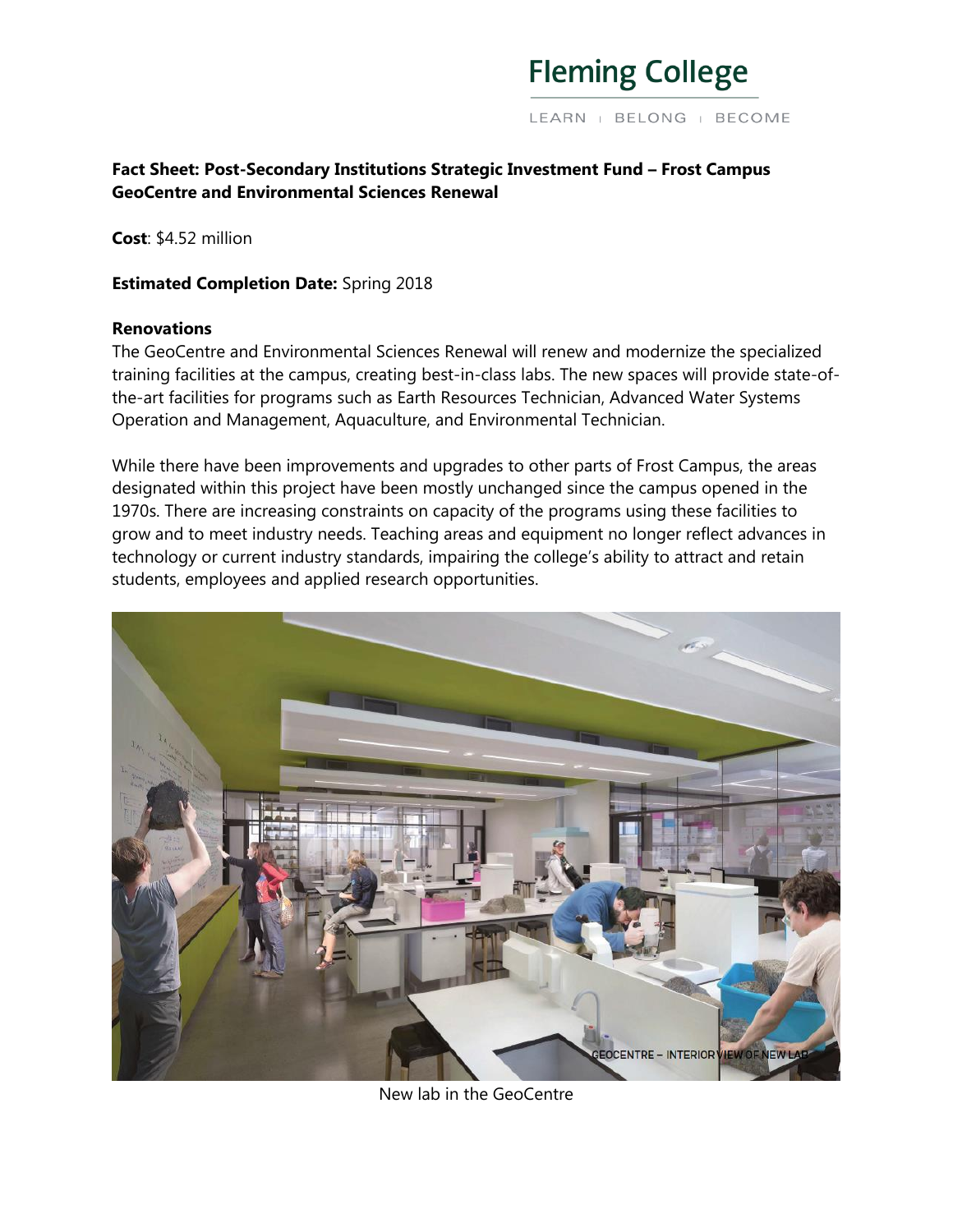**Fact Sheet: Post-Secondary Institutions Strategic Investment Fund – Frost Campus GeoCentre and Environmental Sciences Renewal**

**Cost**: $4.52 million

**Estimated Completion Date:** Spring 2018

**Renovations**

The GeoCentre and Environmental Sciences Renewal will renew and modernize the specialized training facilities at the campus, creating best-in-class labs. The new spaces will provide state-of-the-art facilities for programs such as Earth Resources Technician, Advanced Water Systems Operation and Management, Aquaculture, and Environmental Technician.

While there have been improvements and upgrades to other parts of Frost Campus, the areas designated within this project have been mostly unchanged since the campus opened in the 1970s. There are increasing constraints on capacity of the programs using these facilities to grow and to meet industry needs. Teaching areas and equipment no longer reflect advances in technology or current industry standards, impairing the college's ability to attract and retain students, employees and applied research opportunities.

New lab in the GeoCentre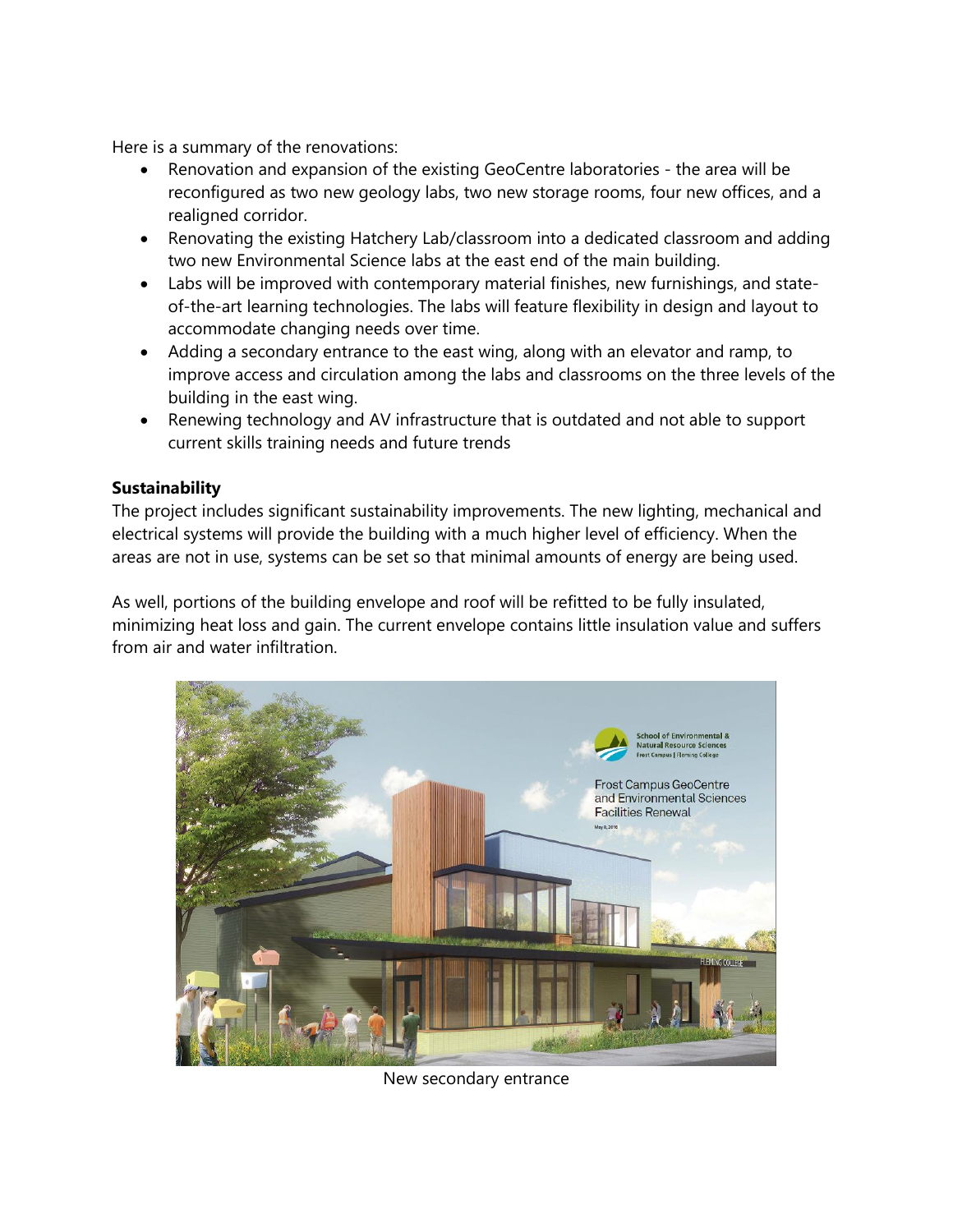Here is a summary of the renovations:

- Renovation and expansion of the existing GeoCentre laboratories - the area will be reconfigured as two new geology labs, two new storage rooms, four new offices, and a realigned corridor.
- Renovating the existing Hatchery Lab/classroom into a dedicated classroom and adding two new Environmental Science labs at the east end of the main building.
- Labs will be improved with contemporary material finishes, new furnishings, and state-of-the-art learning technologies. The labs will feature flexibility in design and layout to accommodate changing needs over time.
- Adding a secondary entrance to the east wing, along with an elevator and ramp, to improve access and circulation among the labs and classrooms on the three levels of the building in the east wing.
- Renewing technology and AV infrastructure that is outdated and not able to support current skills training needs and future trends

**Sustainability**

The project includes significant sustainability improvements. The new lighting, mechanical and electrical systems will provide the building with a much higher level of efficiency. When the areas are not in use, systems can be set so that minimal amounts of energy are being used.

As well, portions of the building envelope and roof will be refitted to be fully insulated, minimizing heat loss and gain. The current envelope contains little insulation value and suffers from air and water infiltration.

New secondary entrance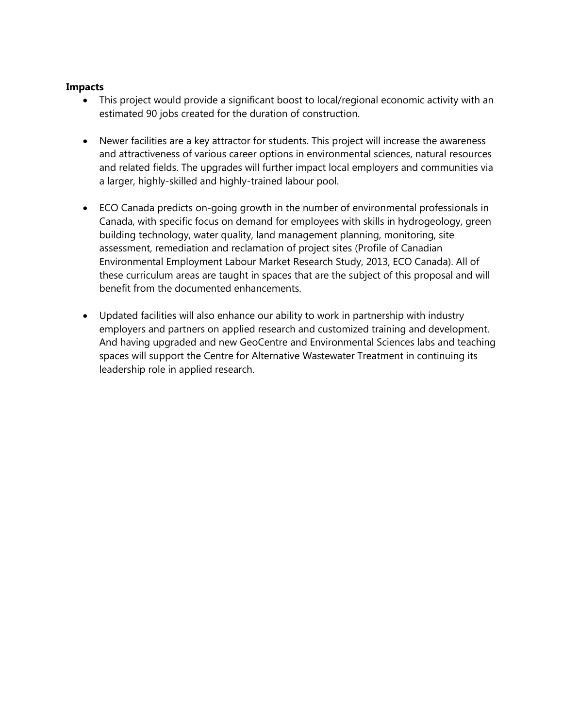**Impacts**

- This project would provide a significant boost to local/regional economic activity with an estimated 90 jobs created for the duration of construction.

- Newer facilities are a key attractor for students. This project will increase the awareness and attractiveness of various career options in environmental sciences, natural resources and related fields. The upgrades will further impact local employers and communities via a larger, highly-skilled and highly-trained labour pool.

- ECO Canada predicts on-going growth in the number of environmental professionals in Canada, with specific focus on demand for employees with skills in hydrogeology, green building technology, water quality, land management planning, monitoring, site assessment, remediation and reclamation of project sites (Profile of Canadian Environmental Employment Labour Market Research Study, 2013, ECO Canada). All of these curriculum areas are taught in spaces that are the subject of this proposal and will benefit from the documented enhancements.

- Updated facilities will also enhance our ability to work in partnership with industry employers and partners on applied research and customized training and development. And having upgraded and new GeoCentre and Environmental Sciences labs and teaching spaces will support the Centre for Alternative Wastewater Treatment in continuing its leadership role in applied research.